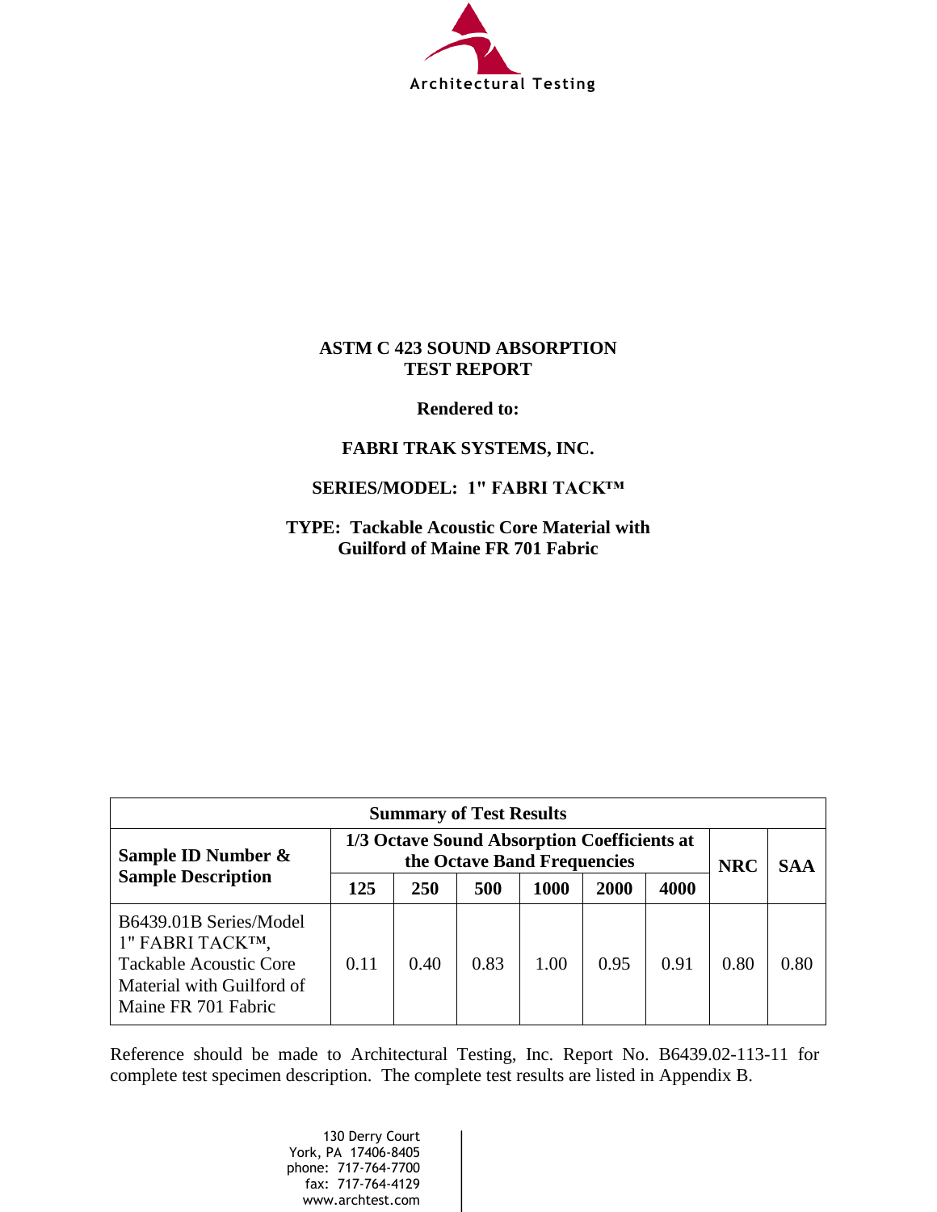Architectural Testing

# ASTM C 423 SOUND ABSORPTION TEST REPORT

**Rendered to:**

**FABRI TRAK SYSTEMS, INC.**

**SERIES/MODEL: 1" FABRI TACK™**

**TYPE: Tackable Acoustic Core Material with Guilford of Maine FR 701 Fabric**

| Summary of Test Results | | | | | | | | |
|---|---|---|---|---|---|---|---|---|
| **Sample ID Number & Sample Description** | **1/3 Octave Sound Absorption Coefficients at the Octave Band Frequencies** | | | | | | **NRC** | **SAA** |
| | **125** | **250** | **500** | **1000** | **2000** | **4000** | | |
| B6439.01B Series/Model 1" FABRI TACK™, Tackable Acoustic Core Material with Guilford of Maine FR 701 Fabric | 0.11 | 0.40 | 0.83 | 1.00 | 0.95 | 0.91 | 0.80 | 0.80 |

Reference should be made to Architectural Testing, Inc. Report No. B6439.02-113-11 for complete test specimen description. The complete test results are listed in Appendix B.

130 Derry Court
York, PA 17406-8405
phone: 717-764-7700
fax: 717-764-4129
www.archtest.com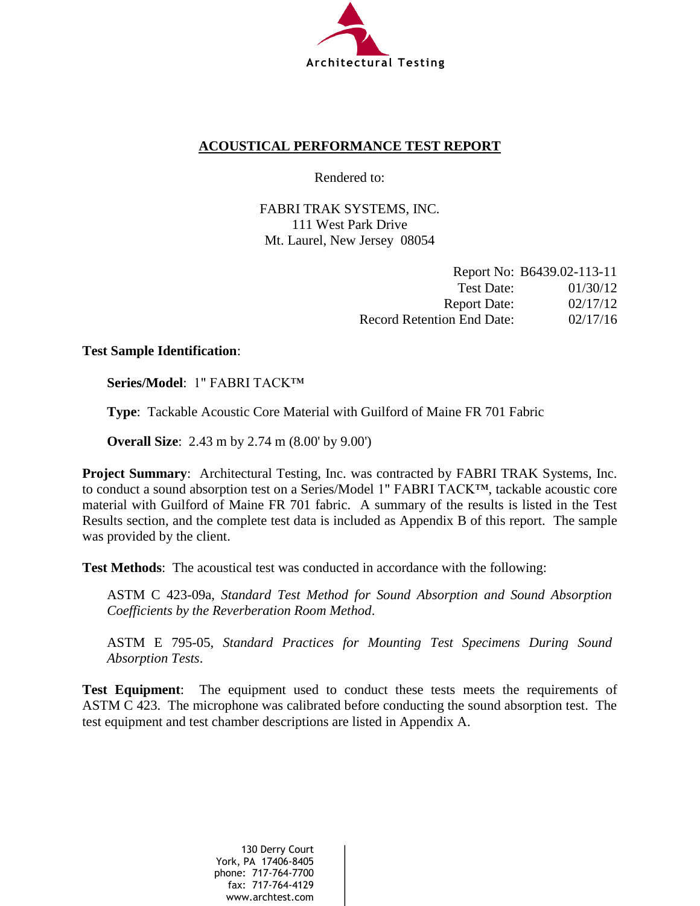Architectural Testing

# ACOUSTICAL PERFORMANCE TEST REPORT

Rendered to:

FABRI TRAK SYSTEMS, INC.
111 West Park Drive
Mt. Laurel, New Jersey 08054

| | |
|---|---|
| Report No: | B6439.02-113-11 |
| Test Date: | 01/30/12 |
| Report Date: | 02/17/12 |
| Record Retention End Date: | 02/17/16 |

**Test Sample Identification**:

**Series/Model**: 1" FABRI TACK™

**Type**: Tackable Acoustic Core Material with Guilford of Maine FR 701 Fabric

**Overall Size**: 2.43 m by 2.74 m (8.00' by 9.00')

**Project Summary**: Architectural Testing, Inc. was contracted by FABRI TRAK Systems, Inc. to conduct a sound absorption test on a Series/Model 1" FABRI TACK™, tackable acoustic core material with Guilford of Maine FR 701 fabric. A summary of the results is listed in the Test Results section, and the complete test data is included as Appendix B of this report. The sample was provided by the client.

**Test Methods**: The acoustical test was conducted in accordance with the following:

ASTM C 423-09a, *Standard Test Method for Sound Absorption and Sound Absorption Coefficients by the Reverberation Room Method*.

ASTM E 795-05, *Standard Practices for Mounting Test Specimens During Sound Absorption Tests*.

**Test Equipment**: The equipment used to conduct these tests meets the requirements of ASTM C 423. The microphone was calibrated before conducting the sound absorption test. The test equipment and test chamber descriptions are listed in Appendix A.

130 Derry Court
York, PA 17406-8405
phone: 717-764-7700
fax: 717-764-4129
www.archtest.com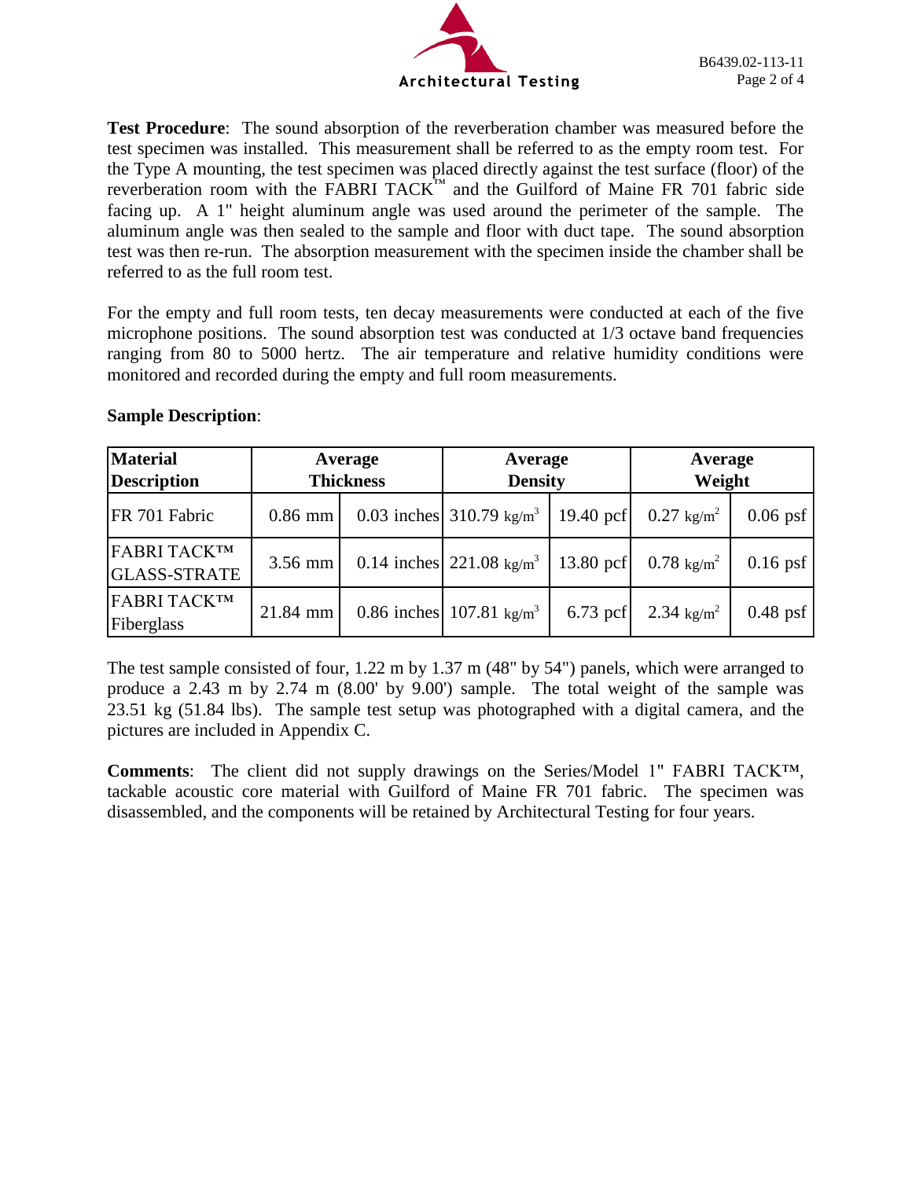**Test Procedure**: The sound absorption of the reverberation chamber was measured before the test specimen was installed. This measurement shall be referred to as the empty room test. For the Type A mounting, the test specimen was placed directly against the test surface (floor) of the reverberation room with the FABRI TACK™ and the Guilford of Maine FR 701 fabric side facing up. A 1" height aluminum angle was used around the perimeter of the sample. The aluminum angle was then sealed to the sample and floor with duct tape. The sound absorption test was then re-run. The absorption measurement with the specimen inside the chamber shall be referred to as the full room test.

For the empty and full room tests, ten decay measurements were conducted at each of the five microphone positions. The sound absorption test was conducted at 1/3 octave band frequencies ranging from 80 to 5000 hertz. The air temperature and relative humidity conditions were monitored and recorded during the empty and full room measurements.

**Sample Description**:

| Material Description | Average Thickness | | Average Density | | Average Weight | |
|---|---|---|---|---|---|---|
| FR 701 Fabric | 0.86 mm | 0.03 inches | 310.79 kg/m³ | 19.40 pcf | 0.27 kg/m² | 0.06 psf |
| FABRI TACK™ GLASS-STRATE | 3.56 mm | 0.14 inches | 221.08 kg/m³ | 13.80 pcf | 0.78 kg/m² | 0.16 psf |
| FABRI TACK™ Fiberglass | 21.84 mm | 0.86 inches | 107.81 kg/m³ | 6.73 pcf | 2.34 kg/m² | 0.48 psf |

The test sample consisted of four, 1.22 m by 1.37 m (48" by 54") panels, which were arranged to produce a 2.43 m by 2.74 m (8.00' by 9.00') sample. The total weight of the sample was 23.51 kg (51.84 lbs). The sample test setup was photographed with a digital camera, and the pictures are included in Appendix C.

**Comments**: The client did not supply drawings on the Series/Model 1" FABRI TACK™, tackable acoustic core material with Guilford of Maine FR 701 fabric. The specimen was disassembled, and the components will be retained by Architectural Testing for four years.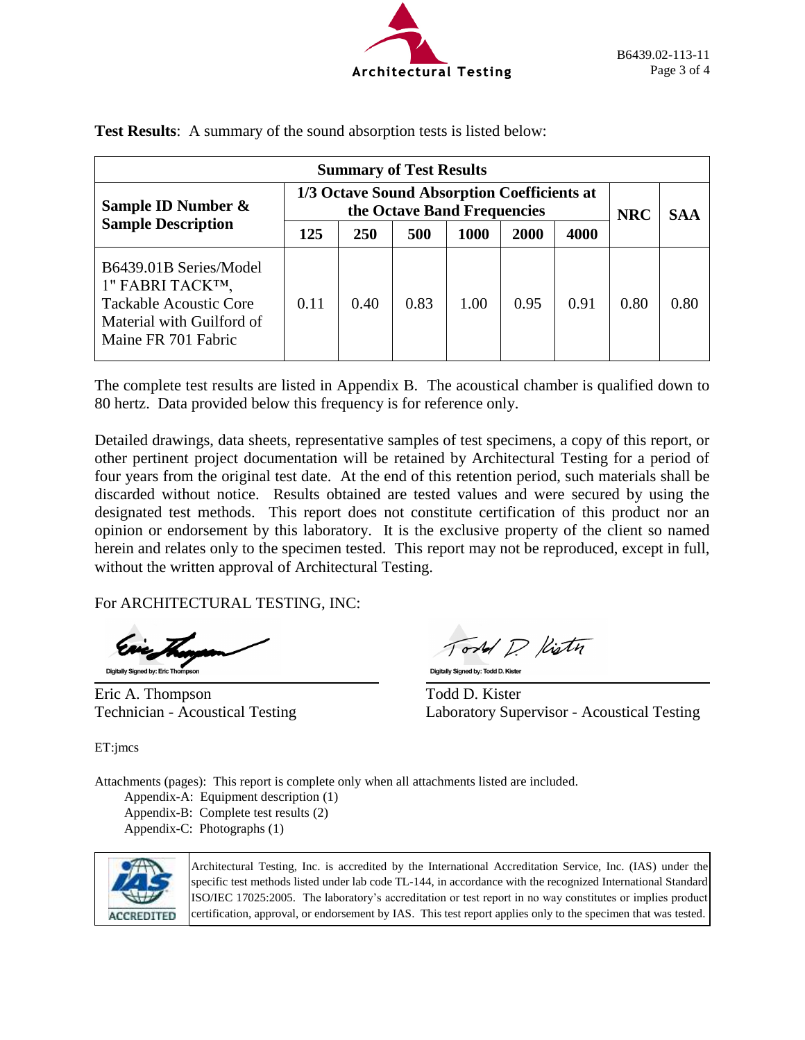**Test Results**: A summary of the sound absorption tests is listed below:

| Summary of Test Results | | | | | | | | |
|---|---|---|---|---|---|---|---|---|
| **Sample ID Number & Sample Description** | **1/3 Octave Sound Absorption Coefficients at the Octave Band Frequencies** | | | | | | **NRC** | **SAA** |
| | **125** | **250** | **500** | **1000** | **2000** | **4000** | | |
| B6439.01B Series/Model 1" FABRI TACK™, Tackable Acoustic Core Material with Guilford of Maine FR 701 Fabric | 0.11 | 0.40 | 0.83 | 1.00 | 0.95 | 0.91 | 0.80 | 0.80 |

The complete test results are listed in Appendix B. The acoustical chamber is qualified down to 80 hertz. Data provided below this frequency is for reference only.

Detailed drawings, data sheets, representative samples of test specimens, a copy of this report, or other pertinent project documentation will be retained by Architectural Testing for a period of four years from the original test date. At the end of this retention period, such materials shall be discarded without notice. Results obtained are tested values and were secured by using the designated test methods. This report does not constitute certification of this product nor an opinion or endorsement by this laboratory. It is the exclusive property of the client so named herein and relates only to the specimen tested. This report may not be reproduced, except in full, without the written approval of Architectural Testing.

For ARCHITECTURAL TESTING, INC:

Digitally Signed by: Eric Thompson

Eric A. Thompson
Technician - Acoustical Testing

Digitally Signed by: Todd D. Kister

Todd D. Kister
Laboratory Supervisor - Acoustical Testing

ET:jmcs

Attachments (pages): This report is complete only when all attachments listed are included.

- Appendix-A: Equipment description (1)
- Appendix-B: Complete test results (2)
- Appendix-C: Photographs (1)

ACCREDITED

Architectural Testing, Inc. is accredited by the International Accreditation Service, Inc. (IAS) under the specific test methods listed under lab code TL-144, in accordance with the recognized International Standard ISO/IEC 17025:2005. The laboratory's accreditation or test report in no way constitutes or implies product certification, approval, or endorsement by IAS. This test report applies only to the specimen that was tested.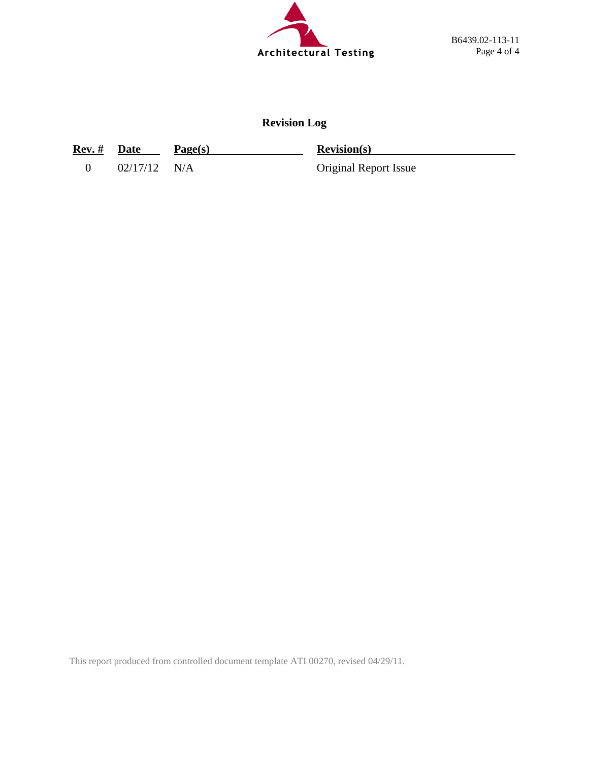# Revision Log

| Rev. # | Date | Page(s) | Revision(s) |
|---|---|---|---|
| 0 | 02/17/12 | N/A | Original Report Issue |

This report produced from controlled document template ATI 00270, revised 04/29/11.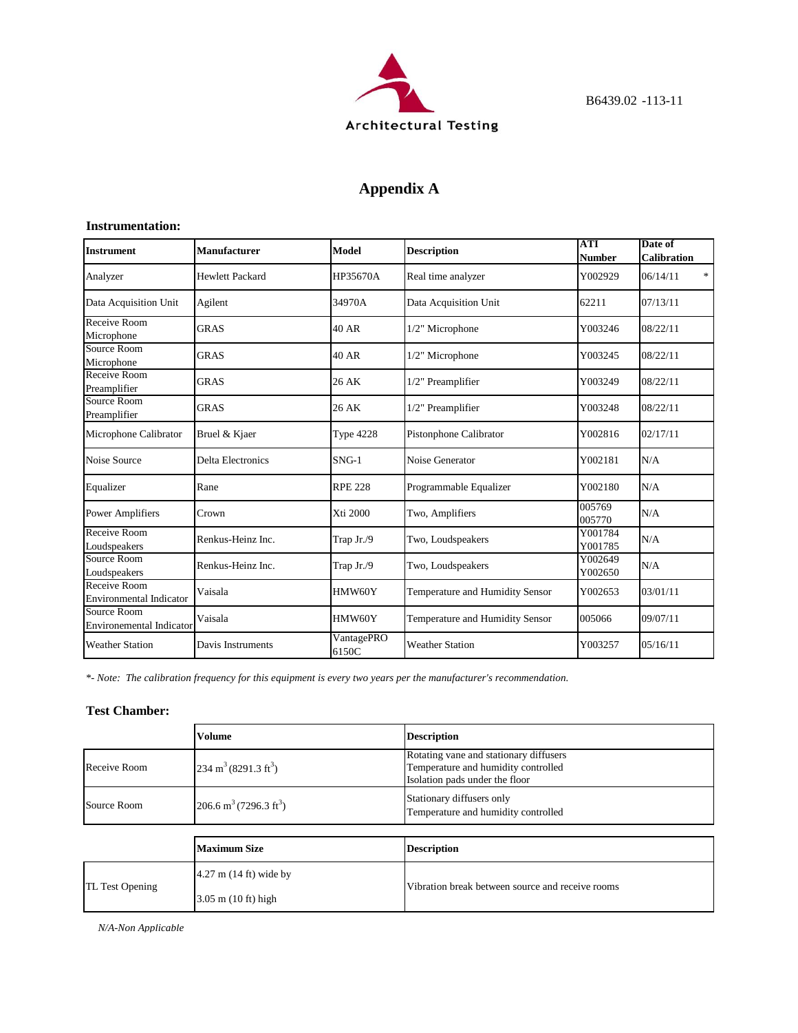B6439.02 -113-11

# Appendix A

**Instrumentation:**

| Instrument | Manufacturer | Model | Description | ATI Number | Date of Calibration |
|---|---|---|---|---|---|
| Analyzer | Hewlett Packard | HP35670A | Real time analyzer | Y002929 | 06/14/11 * |
| Data Acquisition Unit | Agilent | 34970A | Data Acquisition Unit | 62211 | 07/13/11 |
| Receive Room Microphone | GRAS | 40 AR | 1/2" Microphone | Y003246 | 08/22/11 |
| Source Room Microphone | GRAS | 40 AR | 1/2" Microphone | Y003245 | 08/22/11 |
| Receive Room Preamplifier | GRAS | 26 AK | 1/2" Preamplifier | Y003249 | 08/22/11 |
| Source Room Preamplifier | GRAS | 26 AK | 1/2" Preamplifier | Y003248 | 08/22/11 |
| Microphone Calibrator | Bruel & Kjaer | Type 4228 | Pistonphone Calibrator | Y002816 | 02/17/11 |
| Noise Source | Delta Electronics | SNG-1 | Noise Generator | Y002181 | N/A |
| Equalizer | Rane | RPE 228 | Programmable Equalizer | Y002180 | N/A |
| Power Amplifiers | Crown | Xti 2000 | Two, Amplifiers | 005769 005770 | N/A |
| Receive Room Loudspeakers | Renkus-Heinz Inc. | Trap Jr./9 | Two, Loudspeakers | Y001784 Y001785 | N/A |
| Source Room Loudspeakers | Renkus-Heinz Inc. | Trap Jr./9 | Two, Loudspeakers | Y002649 Y002650 | N/A |
| Receive Room Environemental Indicator | Vaisala | HMW60Y | Temperature and Humidity Sensor | Y002653 | 03/01/11 |
| Source Room Environemental Indicator | Vaisala | HMW60Y | Temperature and Humidity Sensor | 005066 | 09/07/11 |
| Weather Station | Davis Instruments | VantagePRO 6150C | Weather Station | Y003257 | 05/16/11 |

*\*- Note: The calibration frequency for this equipment is every two years per the manufacturer's recommendation.*

**Test Chamber:**

| | Volume | Description |
|---|---|---|
| Receive Room | 234 $m^3$ (8291.3 $ft^3$) | Rotating vane and stationary diffusers<br>Temperature and humidity controlled<br>Isolation pads under the floor |
| Source Room | 206.6 $m^3$ (7296.3 $ft^3$) | Stationary diffusers only<br>Temperature and humidity controlled |

| | Maximum Size | Description |
|---|---|---|
| TL Test Opening | 4.27 m (14 ft) wide by<br>3.05 m (10 ft) high | Vibration break between source and receive rooms |

*N/A-Non Applicable*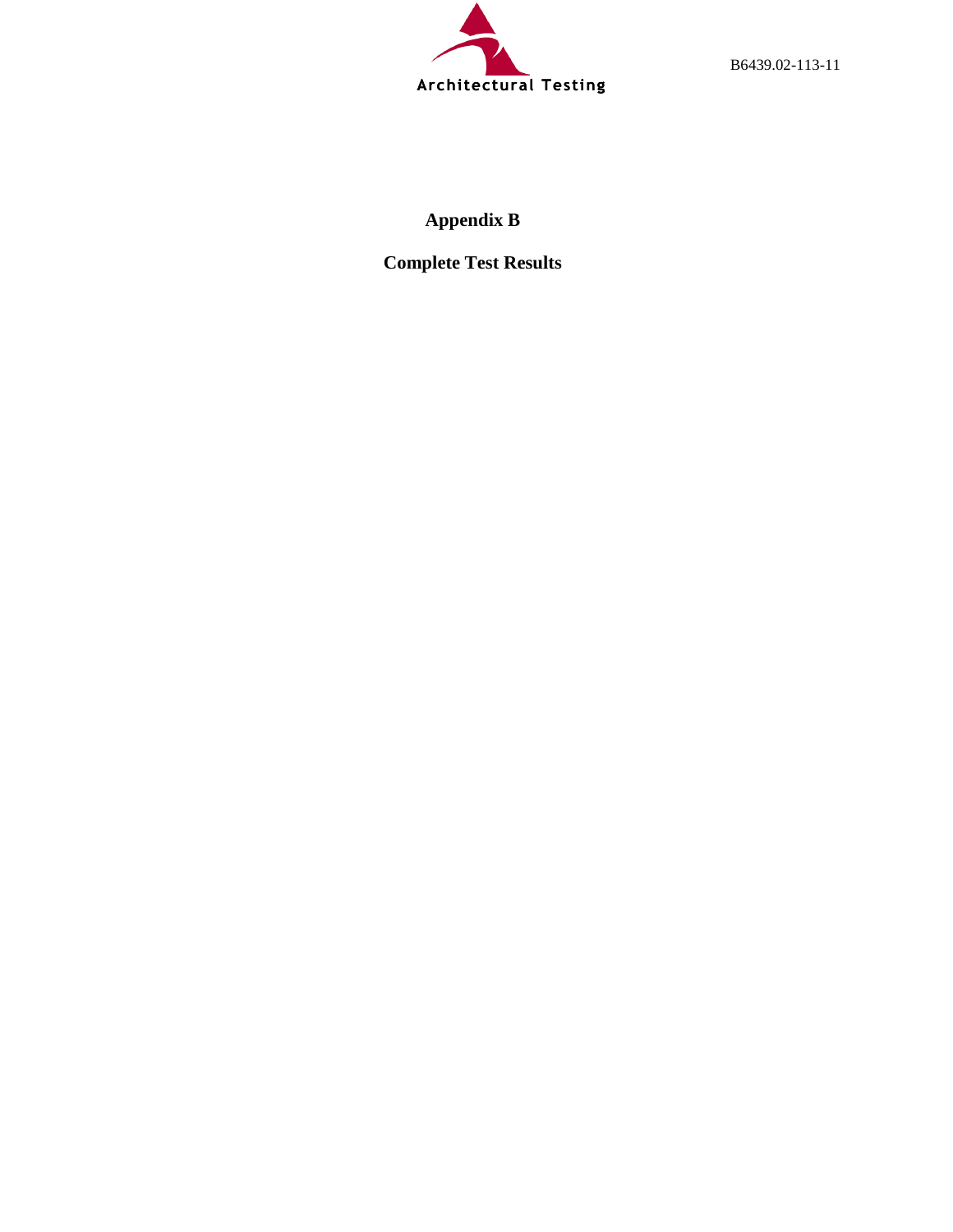# Appendix B

## Complete Test Results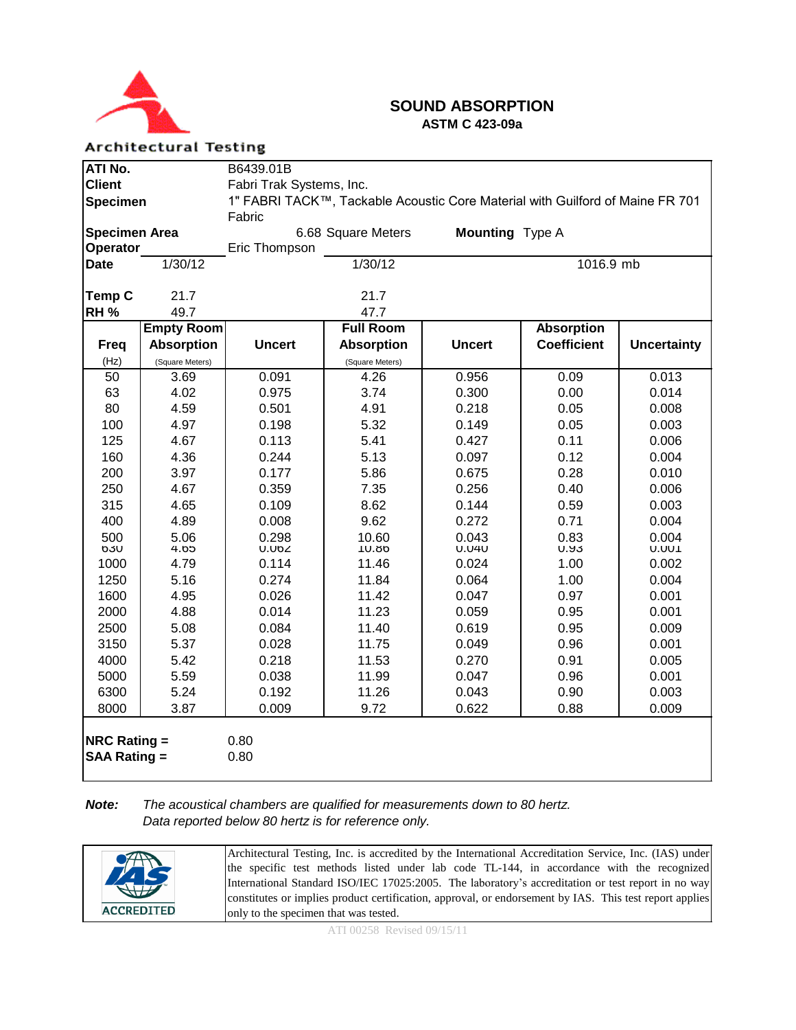Architectural Testing

# SOUND ABSORPTION

**ASTM C 423-09a**

| | | | | |
|---|---|---|---|---|
| **ATI No.** | B6439.01B | | | |
| **Client** | Fabri Trak Systems, Inc. | | | |
| **Specimen** | 1" FABRI TACK™, Tackable Acoustic Core Material with Guilford of Maine FR 701 Fabric | | | |
| **Specimen Area** | 6.68 Square Meters | **Mounting** | Type A | |
| **Operator** | Eric Thompson | | | |
| **Date** | 1/30/12 | 1/30/12 | | 1016.9 mb |
| **Temp C** | 21.7 | 21.7 | | |
| **RH %** | 49.7 | 47.7 | | |

| **Freq** (Hz) | **Empty Room Absorption** (Square Meters) | **Uncert** | **Full Room Absorption** (Square Meters) | **Uncert** | **Absorption Coefficient** | **Uncertainty** |
|---|---|---|---|---|---|---|
| 50 | 3.69 | 0.091 | 4.26 | 0.956 | 0.09 | 0.013 |
| 63 | 4.02 | 0.975 | 3.74 | 0.300 | 0.00 | 0.014 |
| 80 | 4.59 | 0.501 | 4.91 | 0.218 | 0.05 | 0.008 |
| 100 | 4.97 | 0.198 | 5.32 | 0.149 | 0.05 | 0.003 |
| 125 | 4.67 | 0.113 | 5.41 | 0.427 | 0.11 | 0.006 |
| 160 | 4.36 | 0.244 | 5.13 | 0.097 | 0.12 | 0.004 |
| 200 | 3.97 | 0.177 | 5.86 | 0.675 | 0.28 | 0.010 |
| 250 | 4.67 | 0.359 | 7.35 | 0.256 | 0.40 | 0.006 |
| 315 | 4.65 | 0.109 | 8.62 | 0.144 | 0.59 | 0.003 |
| 400 | 4.89 | 0.008 | 9.62 | 0.272 | 0.71 | 0.004 |
| 500 | 5.06 | 0.298 | 10.60 | 0.043 | 0.83 | 0.004 |
| 630 | 4.65 | 0.062 | 10.86 | 0.040 | 0.93 | 0.001 |
| 1000 | 4.79 | 0.114 | 11.46 | 0.024 | 1.00 | 0.002 |
| 1250 | 5.16 | 0.274 | 11.84 | 0.064 | 1.00 | 0.004 |
| 1600 | 4.95 | 0.026 | 11.42 | 0.047 | 0.97 | 0.001 |
| 2000 | 4.88 | 0.014 | 11.23 | 0.059 | 0.95 | 0.001 |
| 2500 | 5.08 | 0.084 | 11.40 | 0.619 | 0.95 | 0.009 |
| 3150 | 5.37 | 0.028 | 11.75 | 0.049 | 0.96 | 0.001 |
| 4000 | 5.42 | 0.218 | 11.53 | 0.270 | 0.91 | 0.005 |
| 5000 | 5.59 | 0.038 | 11.99 | 0.047 | 0.96 | 0.001 |
| 6300 | 5.24 | 0.192 | 11.26 | 0.043 | 0.90 | 0.003 |
| 8000 | 3.87 | 0.009 | 9.72 | 0.622 | 0.88 | 0.009 |

**NRC Rating =** 0.80
**SAA Rating =** 0.80

***Note:*** *The acoustical chambers are qualified for measurements down to 80 hertz. Data reported below 80 hertz is for reference only.*

IAS ACCREDITED

Architectural Testing, Inc. is accredited by the International Accreditation Service, Inc. (IAS) under the specific test methods listed under lab code TL-144, in accordance with the recognized International Standard ISO/IEC 17025:2005. The laboratory's accreditation or test report in no way constitutes or implies product certification, approval, or endorsement by IAS. This test report applies only to the specimen that was tested.

ATI 00258 Revised 09/15/11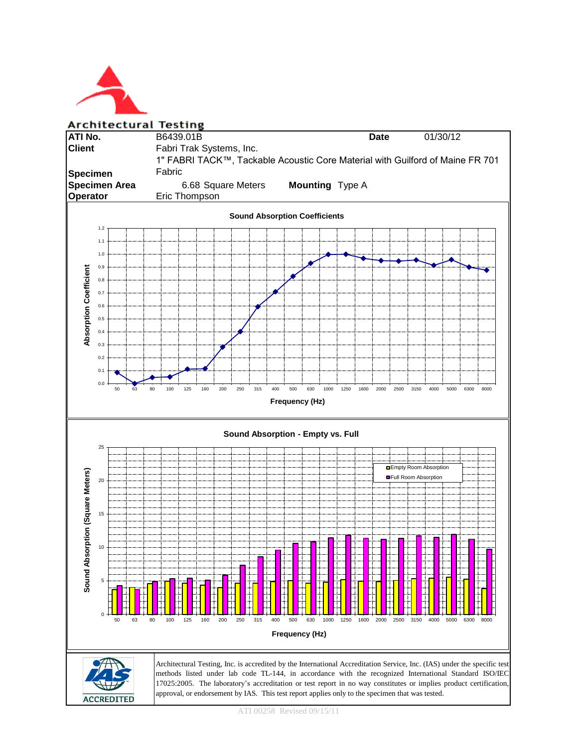Architectural Testing

| | | | |
|---|---|---|---|
| **ATI No.** | B6439.01B | **Date** | 01/30/12 |
| **Client** | Fabri Trak Systems, Inc. | | |
| **Specimen** | 1" FABRI TACK™, Tackable Acoustic Core Material with Guilford of Maine FR 701 Fabric | | |
| **Specimen Area** | 6.68 Square Meters | **Mounting** | Type A |
| **Operator** | Eric Thompson | | |

**Sound Absorption Coefficients**

Absorption Coefficient

1.2
1.1
1.0
0.9
0.8
0.7
0.6
0.5
0.4
0.3
0.2
0.1
0.0

50 63 80 100 125 160 200 250 315 400 500 630 1000 1250 1600 2000 2500 3150 4000 5000 6300 8000

**Frequency (Hz)**

**Sound Absorption - Empty vs. Full**

Sound Absorption (Square Meters)

25
20
15
10
5
0

Empty Room Absorption
Full Room Absorption

50 63 80 100 125 160 200 250 315 400 500 630 1000 1250 1600 2000 2500 3150 4000 5000 6300 8000

**Frequency (Hz)**

IAS ACCREDITED

Architectural Testing, Inc. is accredited by the International Accreditation Service, Inc. (IAS) under the specific test methods listed under lab code TL-144, in accordance with the recognized International Standard ISO/IEC 17025:2005. The laboratory's accreditation or test report in no way constitutes or implies product certification, approval, or endorsement by IAS. This test report applies only to the specimen that was tested.

ATI 00258 Revised 09/15/11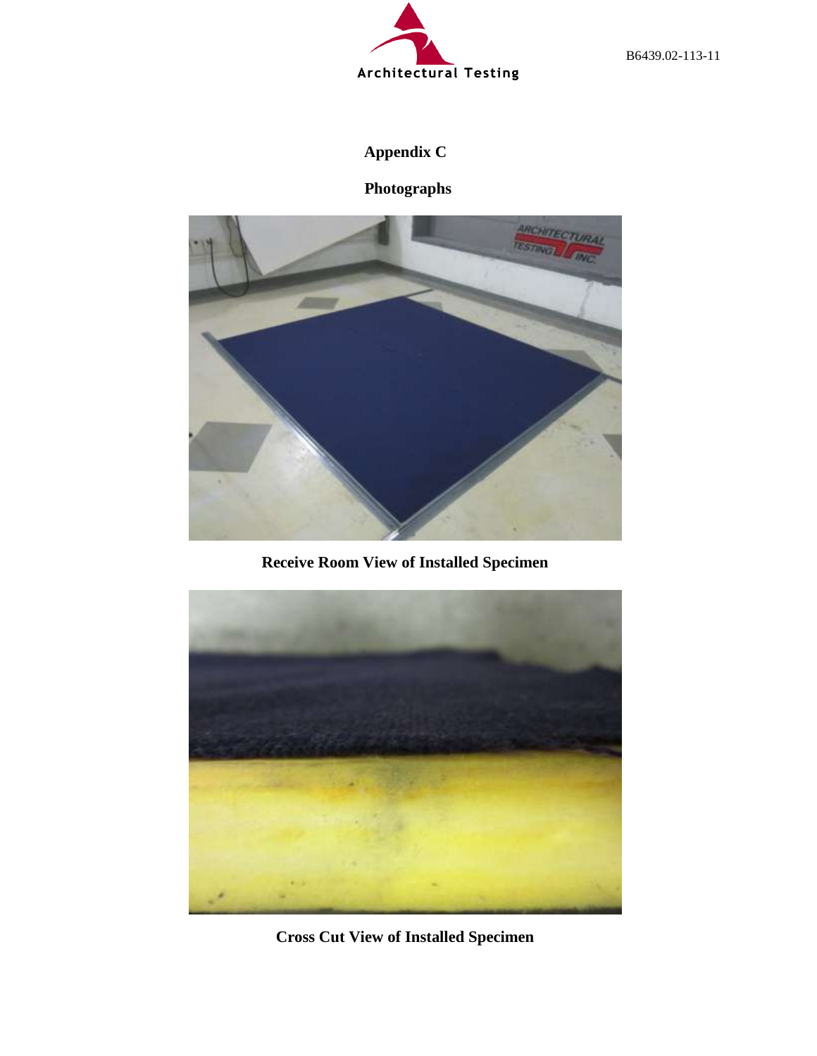# Appendix C

## Photographs

**Receive Room View of Installed Specimen**

**Cross Cut View of Installed Specimen**